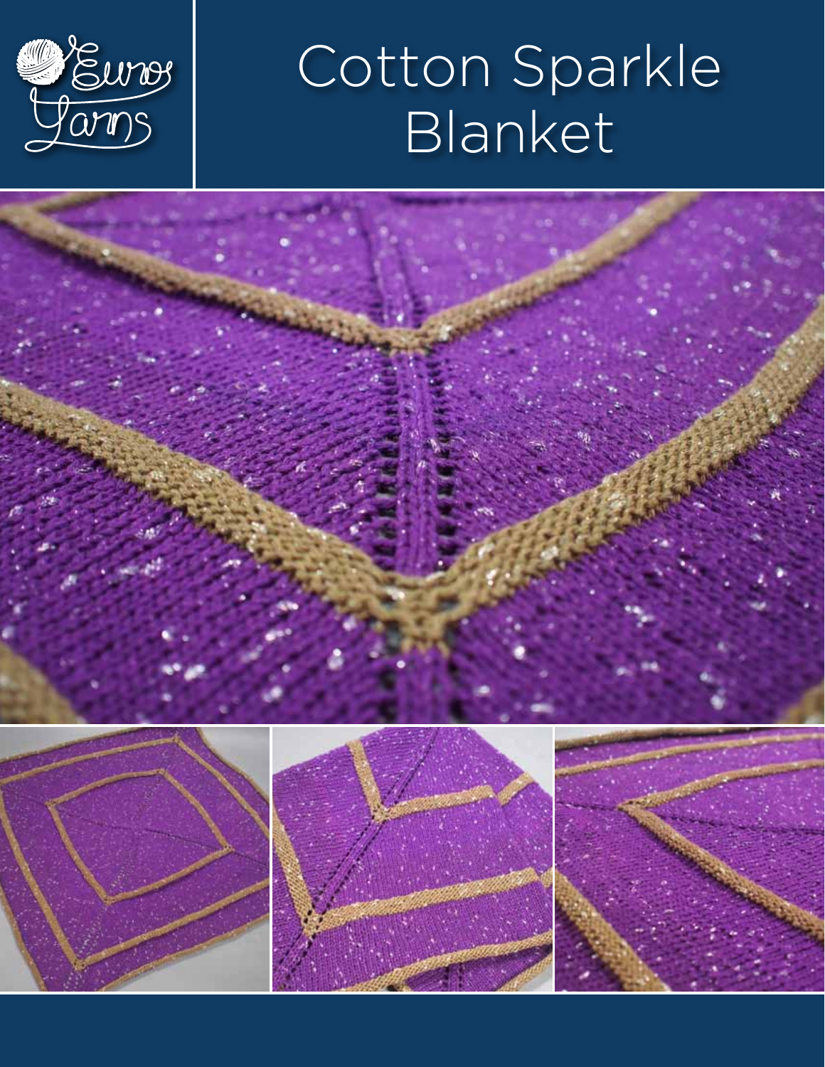# Cotton Sparkle Blanket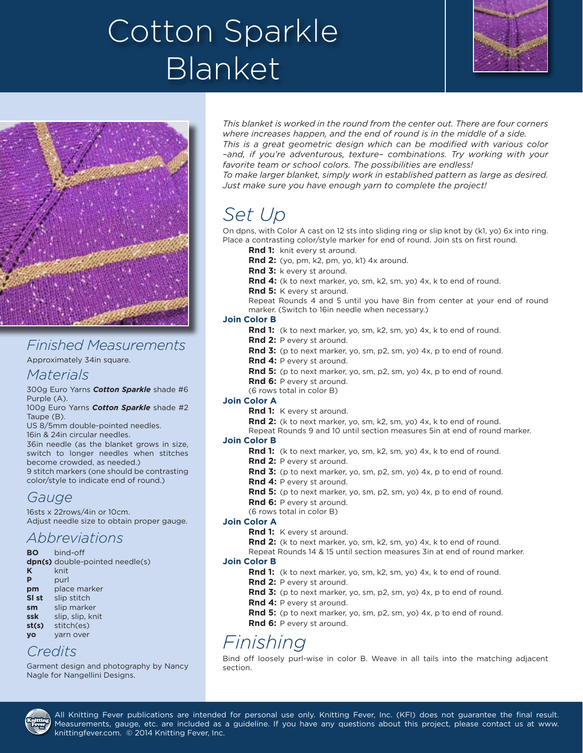# Cotton Sparkle Blanket

## Finished Measurements

Approximately 34in square.

## Materials

300g Euro Yarns ***Cotton Sparkle*** shade #6 Purple (A).
100g Euro Yarns ***Cotton Sparkle*** shade #2 Taupe (B).
US 8/5mm double-pointed needles.
16in & 24in circular needles.
36in needle (as the blanket grows in size, switch to longer needles when stitches become crowded, as needed.)
9 stitch markers (one should be contrasting color/style to indicate end of round.)

## Gauge

16sts x 22rows/4in or 10cm.
Adjust needle size to obtain proper gauge.

## Abbreviations

| | |
|---|---|
| **BO** | bind-off |
| **dpn(s)** | double-pointed needle(s) |
| **K** | knit |
| **P** | purl |
| **pm** | place marker |
| **Sl st** | slip stitch |
| **sm** | slip marker |
| **ssk** | slip, slip, knit |
| **st(s)** | stitch(es) |
| **yo** | yarn over |

## Credits

Garment design and photography by Nancy Nagle for Nangellini Designs.

*This blanket is worked in the round from the center out. There are four corners where increases happen, and the end of round is in the middle of a side.*
*This is a great geometric design which can be modified with various color –and, if you're adventurous, texture– combinations. Try working with your favorite team or school colors. The possibilities are endless!*
*To make larger blanket, simply work in established pattern as large as desired. Just make sure you have enough yarn to complete the project!*

## Set Up

On dpns, with Color A cast on 12 sts into sliding ring or slip knot by (k1, yo) 6x into ring. Place a contrasting color/style marker for end of round. Join sts on first round.

**Rnd 1:** knit every st around.
**Rnd 2:** (yo, pm, k2, pm, yo, k1) 4x around.
**Rnd 3:** k every st around.
**Rnd 4:** (k to next marker, yo, sm, k2, sm, yo) 4x, k to end of round.
**Rnd 5:** K every st around.
Repeat Rounds 4 and 5 until you have 8in from center at your end of round marker. (Switch to 16in needle when necessary.)

**Join Color B**

**Rnd 1:** (k to next marker, yo, sm, k2, sm, yo) 4x, k to end of round.
**Rnd 2:** P every st around.
**Rnd 3:** (p to next marker, yo, sm, p2, sm, yo) 4x, p to end of round.
**Rnd 4:** P every st around.
**Rnd 5:** (p to next marker, yo, sm, p2, sm, yo) 4x, p to end of round.
**Rnd 6:** P every st around.
(6 rows total in color B)

**Join Color A**

**Rnd 1:** K every st around.
**Rnd 2:** (k to next marker, yo, sm, k2, sm, yo) 4x, k to end of round.
Repeat Rounds 9 and 10 until section measures 5in at end of round marker.

**Join Color B**

**Rnd 1:** (k to next marker, yo, sm, k2, sm, yo) 4x, k to end of round.
**Rnd 2:** P every st around.
**Rnd 3:** (p to next marker, yo, sm, p2, sm, yo) 4x, p to end of round.
**Rnd 4:** P every st around.
**Rnd 5:** (p to next marker, yo, sm, p2, sm, yo) 4x, p to end of round.
**Rnd 6:** P every st around.
(6 rows total in color B)

**Join Color A**

**Rnd 1:** K every st around.
**Rnd 2:** (k to next marker, yo, sm, k2, sm, yo) 4x, k to end of round.
Repeat Rounds 14 & 15 until section measures 3in at end of round marker.

**Join Color B**

**Rnd 1:** (k to next marker, yo, sm, k2, sm, yo) 4x, k to end of round.
**Rnd 2:** P every st around.
**Rnd 3:** (p to next marker, yo, sm, p2, sm, yo) 4x, p to end of round.
**Rnd 4:** P every st around.
**Rnd 5:** (p to next marker, yo, sm, p2, sm, yo) 4x, p to end of round.
**Rnd 6:** P every st around.

## Finishing

Bind off loosely purl-wise in color B. Weave in all tails into the matching adjacent section.

All Knitting Fever publications are intended for personal use only. Knitting Fever, Inc. (KFI) does not guarantee the final result. Measurements, gauge, etc. are included as a guideline. If you have any questions about this project, please contact us at www.knittingfever.com. © 2014 Knitting Fever, Inc.